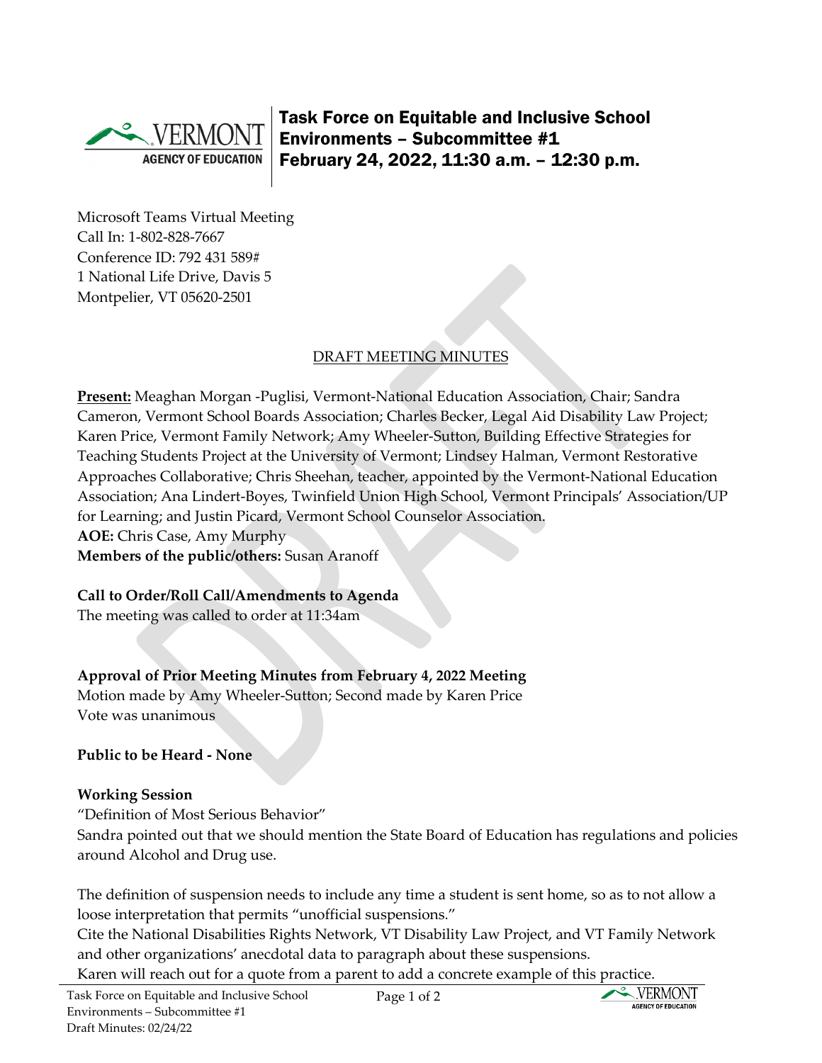# Task Force on Equitable and Inclusive School Environments – Subcommittee #1

## February 24, 2022, 11:30 a.m. – 12:30 p.m.

Microsoft Teams Virtual Meeting
Call In: 1-802-828-7667
Conference ID: 792 431 589#
1 National Life Drive, Davis 5
Montpelier, VT 05620-2501

DRAFT MEETING MINUTES

**Present:** Meaghan Morgan -Puglisi, Vermont-National Education Association, Chair; Sandra Cameron, Vermont School Boards Association; Charles Becker, Legal Aid Disability Law Project; Karen Price, Vermont Family Network; Amy Wheeler-Sutton, Building Effective Strategies for Teaching Students Project at the University of Vermont; Lindsey Halman, Vermont Restorative Approaches Collaborative; Chris Sheehan, teacher, appointed by the Vermont-National Education Association; Ana Lindert-Boyes, Twinfield Union High School, Vermont Principals' Association/UP for Learning; and Justin Picard, Vermont School Counselor Association.
**AOE:** Chris Case, Amy Murphy
**Members of the public/others:** Susan Aranoff

**Call to Order/Roll Call/Amendments to Agenda**
The meeting was called to order at 11:34am

**Approval of Prior Meeting Minutes from February 4, 2022 Meeting**
Motion made by Amy Wheeler-Sutton; Second made by Karen Price
Vote was unanimous

**Public to be Heard - None**

**Working Session**
"Definition of Most Serious Behavior"
Sandra pointed out that we should mention the State Board of Education has regulations and policies around Alcohol and Drug use.

The definition of suspension needs to include any time a student is sent home, so as to not allow a loose interpretation that permits "unofficial suspensions."
Cite the National Disabilities Rights Network, VT Disability Law Project, and VT Family Network and other organizations' anecdotal data to paragraph about these suspensions.
Karen will reach out for a quote from a parent to add a concrete example of this practice.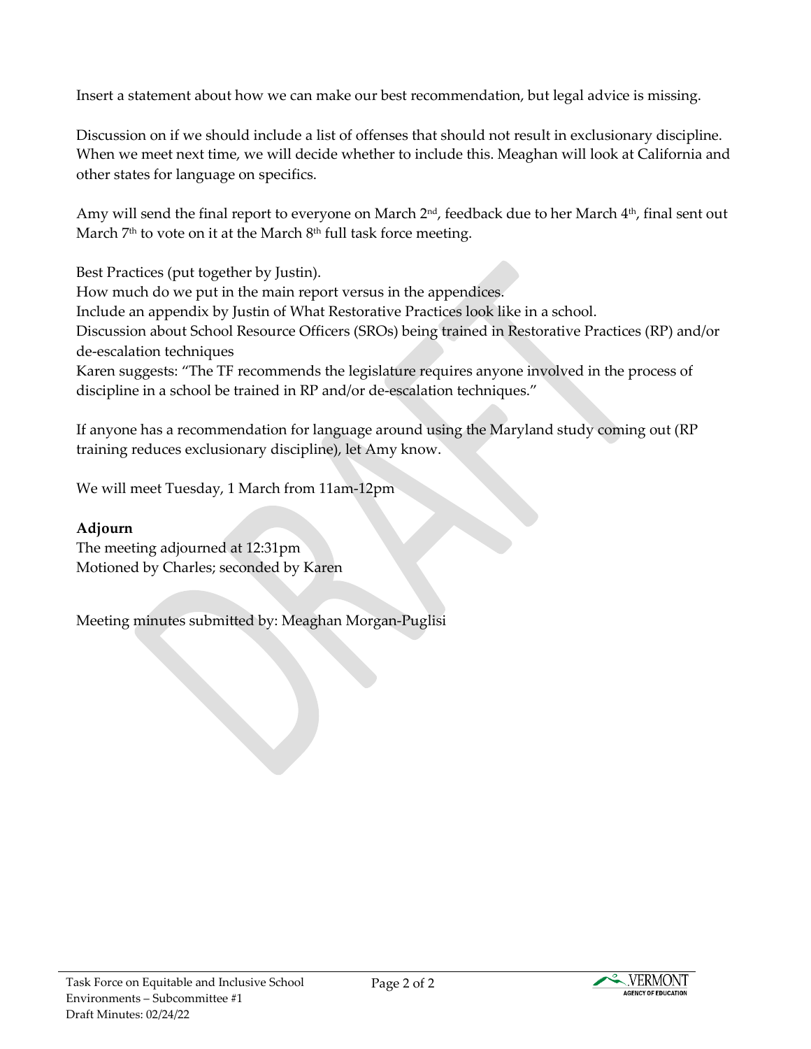Insert a statement about how we can make our best recommendation, but legal advice is missing.

Discussion on if we should include a list of offenses that should not result in exclusionary discipline. When we meet next time, we will decide whether to include this. Meaghan will look at California and other states for language on specifics.

Amy will send the final report to everyone on March 2nd, feedback due to her March 4th, final sent out March 7th to vote on it at the March 8th full task force meeting.

Best Practices (put together by Justin).
How much do we put in the main report versus in the appendices.
Include an appendix by Justin of What Restorative Practices look like in a school.
Discussion about School Resource Officers (SROs) being trained in Restorative Practices (RP) and/or de-escalation techniques
Karen suggests: "The TF recommends the legislature requires anyone involved in the process of discipline in a school be trained in RP and/or de-escalation techniques."

If anyone has a recommendation for language around using the Maryland study coming out (RP training reduces exclusionary discipline), let Amy know.

We will meet Tuesday, 1 March from 11am-12pm

**Adjourn**
The meeting adjourned at 12:31pm
Motioned by Charles; seconded by Karen

Meeting minutes submitted by: Meaghan Morgan-Puglisi